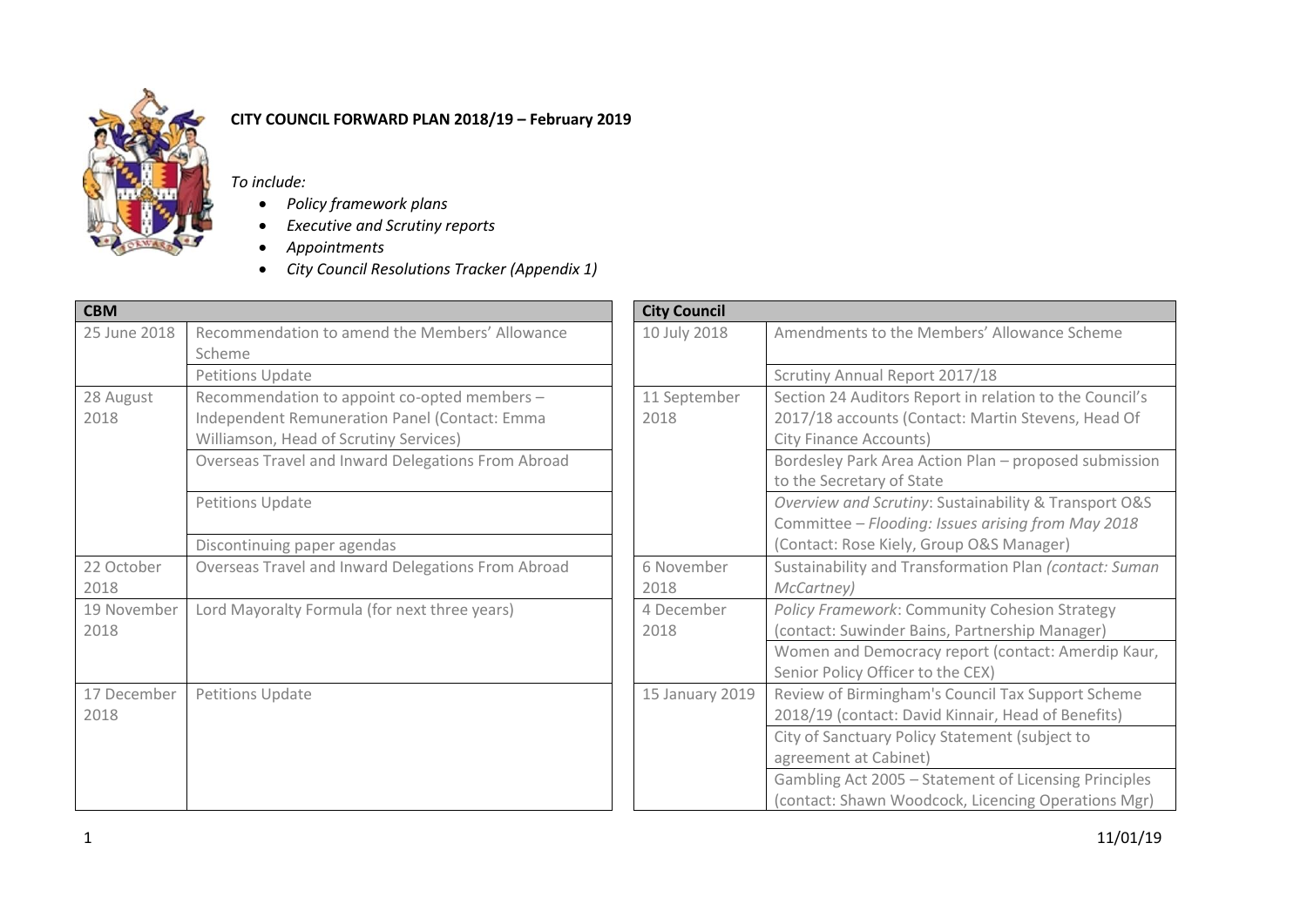**CITY COUNCIL FORWARD PLAN 2018/19 – February 2019**

*To include:*

- *Policy framework plans*
- *Executive and Scrutiny reports*
- *Appointments*
- *City Council Resolutions Tracker (Appendix 1)*

| **CBM** | |
|---|---|
| 25 June 2018 | Recommendation to amend the Members' Allowance Scheme |
| | Petitions Update |
| 28 August 2018 | Recommendation to appoint co-opted members – Independent Remuneration Panel (Contact: Emma Williamson, Head of Scrutiny Services) |
| | Overseas Travel and Inward Delegations From Abroad |
| | Petitions Update |
| | Discontinuing paper agendas |
| 22 October 2018 | Overseas Travel and Inward Delegations From Abroad |
| 19 November 2018 | Lord Mayoralty Formula (for next three years) |
| 17 December 2018 | Petitions Update |

| **City Council** | |
|---|---|
| 10 July 2018 | Amendments to the Members' Allowance Scheme |
| | Scrutiny Annual Report 2017/18 |
| 11 September 2018 | Section 24 Auditors Report in relation to the Council's 2017/18 accounts (Contact: Martin Stevens, Head Of City Finance Accounts) |
| | Bordesley Park Area Action Plan – proposed submission to the Secretary of State |
| | *Overview and Scrutiny*: Sustainability & Transport O&S Committee – *Flooding: Issues arising from May 2018* (Contact: Rose Kiely, Group O&S Manager) |
| 6 November 2018 | Sustainability and Transformation Plan *(contact: Suman McCartney)* |
| 4 December 2018 | *Policy Framework*: Community Cohesion Strategy (contact: Suwinder Bains, Partnership Manager) |
| | Women and Democracy report (contact: Amerdip Kaur, Senior Policy Officer to the CEX) |
| 15 January 2019 | Review of Birmingham's Council Tax Support Scheme 2018/19 (contact: David Kinnair, Head of Benefits) |
| | City of Sanctuary Policy Statement (subject to agreement at Cabinet) |
| | Gambling Act 2005 – Statement of Licensing Principles (contact: Shawn Woodcock, Licencing Operations Mgr) |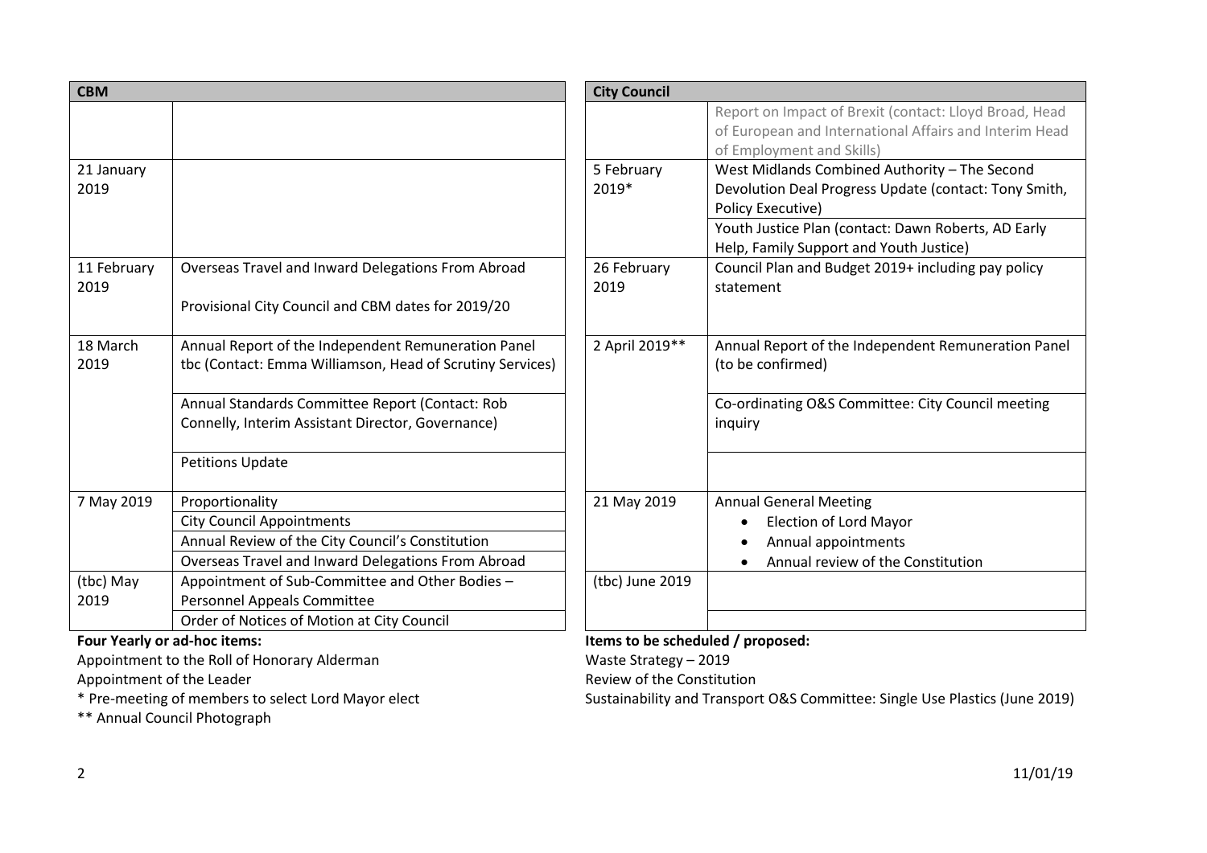| CBM | |
|---|---|
| | |
| 21 January 2019 | |
| 11 February 2019 | Overseas Travel and Inward Delegations From Abroad<br><br>Provisional City Council and CBM dates for 2019/20 |
| 18 March 2019 | Annual Report of the Independent Remuneration Panel tbc (Contact: Emma Williamson, Head of Scrutiny Services) |
| | Annual Standards Committee Report (Contact: Rob Connelly, Interim Assistant Director, Governance) |
| | Petitions Update |
| 7 May 2019 | Proportionality |
| | City Council Appointments |
| | Annual Review of the City Council's Constitution |
| | Overseas Travel and Inward Delegations From Abroad |
| (tbc) May 2019 | Appointment of Sub-Committee and Other Bodies – Personnel Appeals Committee |
| | Order of Notices of Motion at City Council |

**Four Yearly or ad-hoc items:**

Appointment to the Roll of Honorary Alderman

Appointment of the Leader

* Pre-meeting of members to select Lord Mayor elect

** Annual Council Photograph

| City Council | |
|---|---|
| | Report on Impact of Brexit (contact: Lloyd Broad, Head of European and International Affairs and Interim Head of Employment and Skills) |
| 5 February 2019* | West Midlands Combined Authority – The Second Devolution Deal Progress Update (contact: Tony Smith, Policy Executive) |
| | Youth Justice Plan (contact: Dawn Roberts, AD Early Help, Family Support and Youth Justice) |
| 26 February 2019 | Council Plan and Budget 2019+ including pay policy statement |
| 2 April 2019** | Annual Report of the Independent Remuneration Panel (to be confirmed) |
| | Co-ordinating O&S Committee: City Council meeting inquiry |
| | |
| 21 May 2019 | Annual General Meeting<br>• Election of Lord Mayor<br>• Annual appointments<br>• Annual review of the Constitution |
| (tbc) June 2019 | |
| | |

**Items to be scheduled / proposed:**

Waste Strategy – 2019

Review of the Constitution

Sustainability and Transport O&S Committee: Single Use Plastics (June 2019)

11/01/19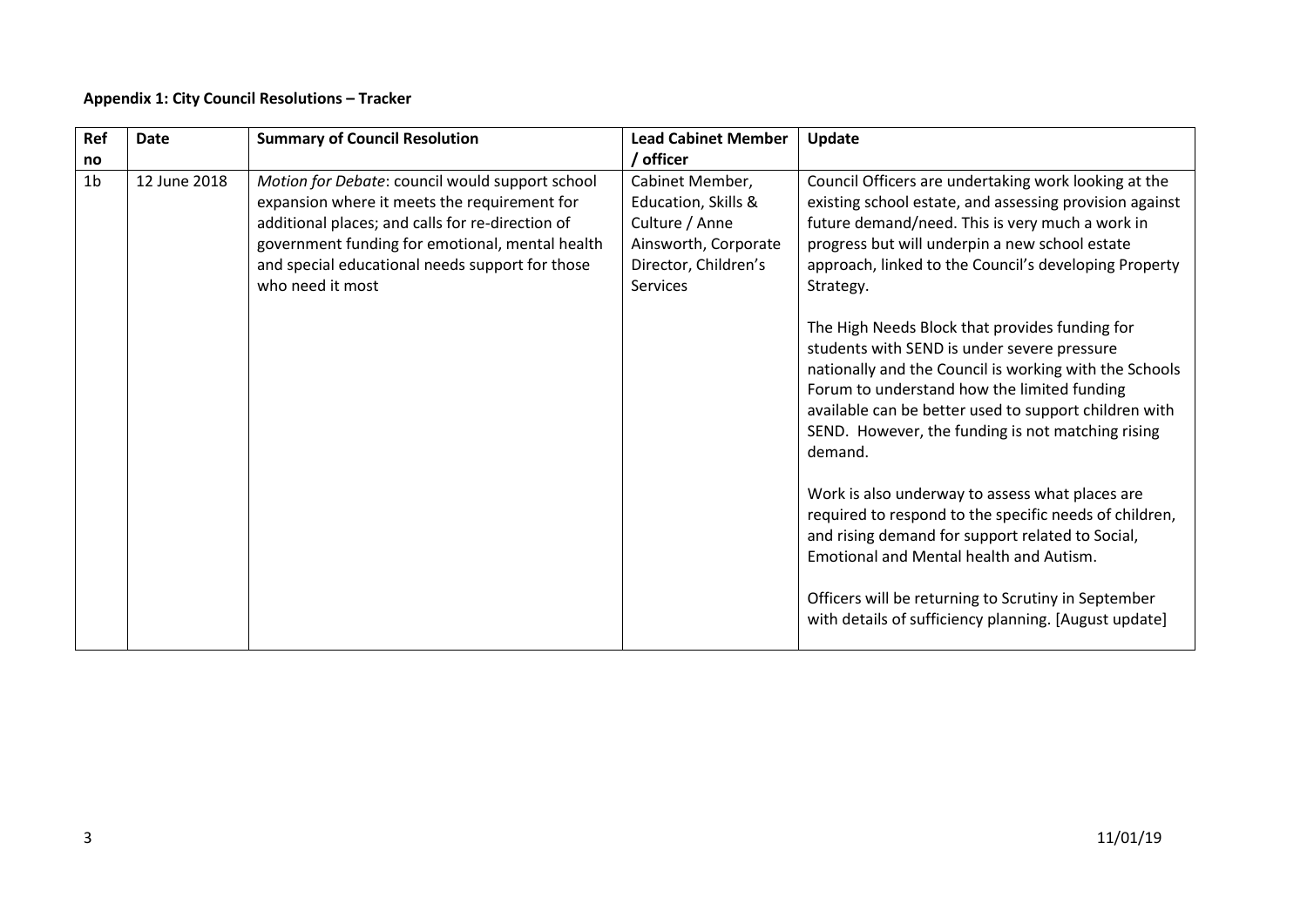**Appendix 1: City Council Resolutions – Tracker**

| Ref no | Date | Summary of Council Resolution | Lead Cabinet Member / officer | Update |
|---|---|---|---|---|
| 1b | 12 June 2018 | *Motion for Debate*: council would support school expansion where it meets the requirement for additional places; and calls for re-direction of government funding for emotional, mental health and special educational needs support for those who need it most | Cabinet Member, Education, Skills & Culture / Anne Ainsworth, Corporate Director, Children's Services | Council Officers are undertaking work looking at the existing school estate, and assessing provision against future demand/need. This is very much a work in progress but will underpin a new school estate approach, linked to the Council's developing Property Strategy.<br><br>The High Needs Block that provides funding for students with SEND is under severe pressure nationally and the Council is working with the Schools Forum to understand how the limited funding available can be better used to support children with SEND. However, the funding is not matching rising demand.<br><br>Work is also underway to assess what places are required to respond to the specific needs of children, and rising demand for support related to Social, Emotional and Mental health and Autism.<br><br>Officers will be returning to Scrutiny in September with details of sufficiency planning. [August update] |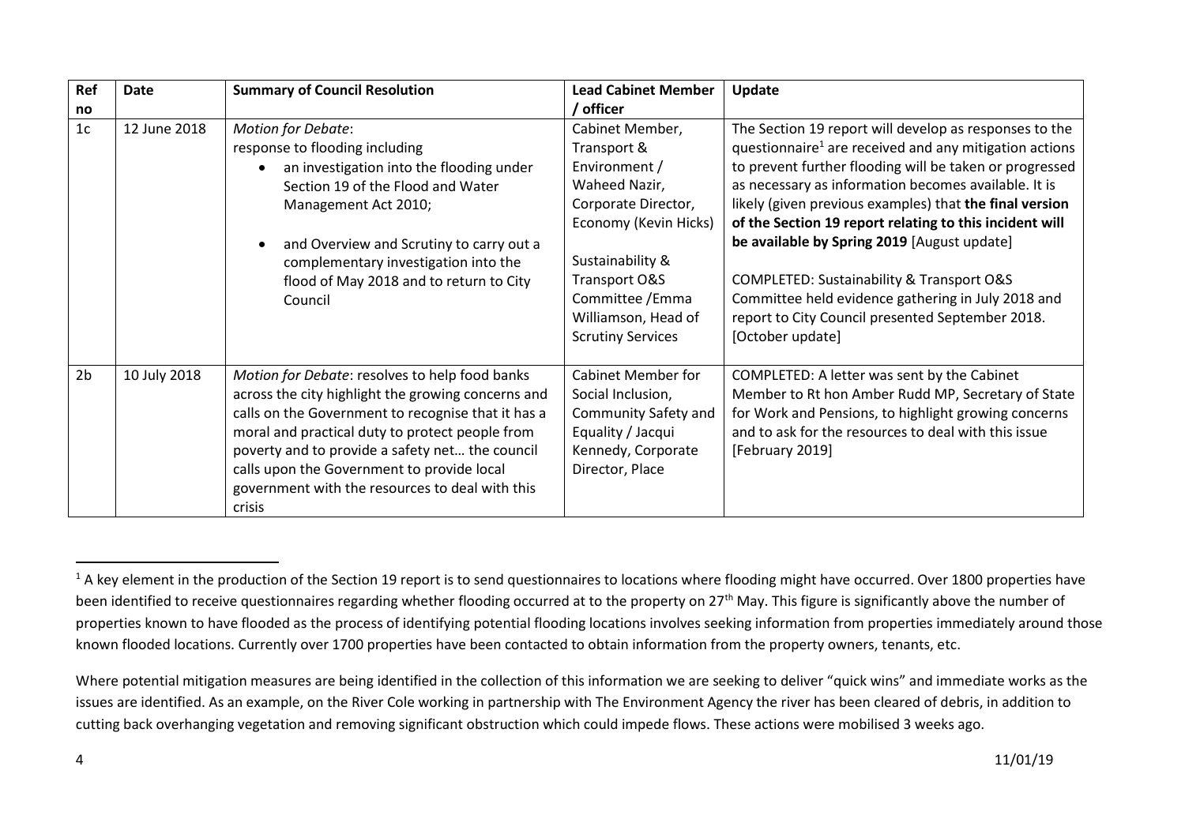| Ref no | Date | Summary of Council Resolution | Lead Cabinet Member / officer | Update |
|---|---|---|---|---|
| 1c | 12 June 2018 | *Motion for Debate*:<br>response to flooding including<br>• an investigation into the flooding under Section 19 of the Flood and Water Management Act 2010;<br>• and Overview and Scrutiny to carry out a complementary investigation into the flood of May 2018 and to return to City Council | Cabinet Member, Transport & Environment / Waheed Nazir, Corporate Director, Economy (Kevin Hicks)<br><br>Sustainability & Transport O&S Committee /Emma Williamson, Head of Scrutiny Services | The Section 19 report will develop as responses to the questionnaire[1] are received and any mitigation actions to prevent further flooding will be taken or progressed as necessary as information becomes available. It is likely (given previous examples) that **the final version of the Section 19 report relating to this incident will be available by Spring 2019** [August update]<br><br>COMPLETED: Sustainability & Transport O&S Committee held evidence gathering in July 2018 and report to City Council presented September 2018. [October update] |
| 2b | 10 July 2018 | *Motion for Debate*: resolves to help food banks across the city highlight the growing concerns and calls on the Government to recognise that it has a moral and practical duty to protect people from poverty and to provide a safety net… the council calls upon the Government to provide local government with the resources to deal with this crisis | Cabinet Member for Social Inclusion, Community Safety and Equality / Jacqui Kennedy, Corporate Director, Place | COMPLETED: A letter was sent by the Cabinet Member to Rt hon Amber Rudd MP, Secretary of State for Work and Pensions, to highlight growing concerns and to ask for the resources to deal with this issue [February 2019] |

[1] A key element in the production of the Section 19 report is to send questionnaires to locations where flooding might have occurred. Over 1800 properties have been identified to receive questionnaires regarding whether flooding occurred at to the property on 27th May. This figure is significantly above the number of properties known to have flooded as the process of identifying potential flooding locations involves seeking information from properties immediately around those known flooded locations. Currently over 1700 properties have been contacted to obtain information from the property owners, tenants, etc.

Where potential mitigation measures are being identified in the collection of this information we are seeking to deliver "quick wins" and immediate works as the issues are identified. As an example, on the River Cole working in partnership with The Environment Agency the river has been cleared of debris, in addition to cutting back overhanging vegetation and removing significant obstruction which could impede flows. These actions were mobilised 3 weeks ago.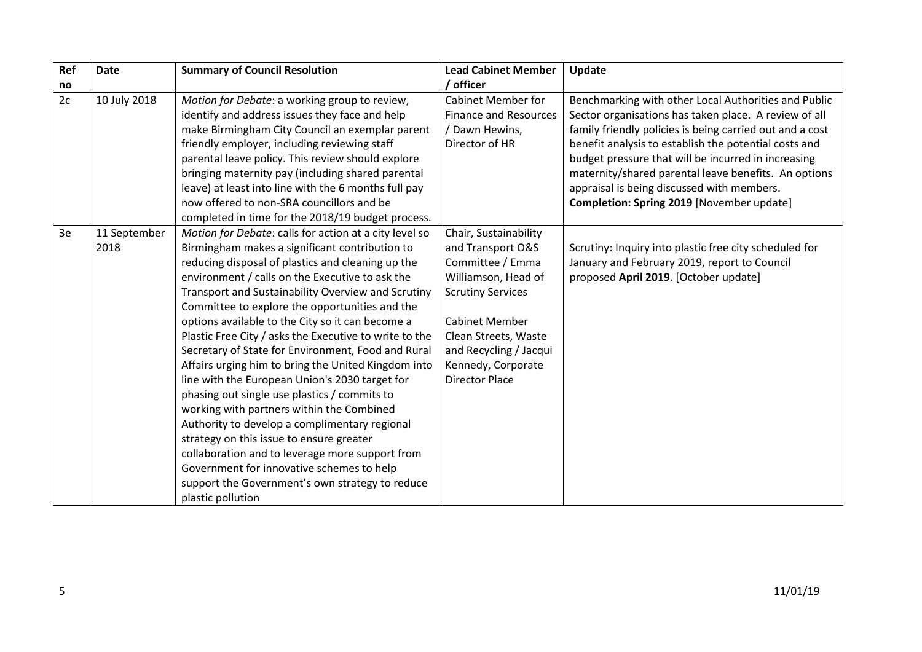| Ref no | Date | Summary of Council Resolution | Lead Cabinet Member / officer | Update |
|---|---|---|---|---|
| 2c | 10 July 2018 | *Motion for Debate*: a working group to review, identify and address issues they face and help make Birmingham City Council an exemplar parent friendly employer, including reviewing staff parental leave policy. This review should explore bringing maternity pay (including shared parental leave) at least into line with the 6 months full pay now offered to non-SRA councillors and be completed in time for the 2018/19 budget process. | Cabinet Member for Finance and Resources / Dawn Hewins, Director of HR | Benchmarking with other Local Authorities and Public Sector organisations has taken place. A review of all family friendly policies is being carried out and a cost benefit analysis to establish the potential costs and budget pressure that will be incurred in increasing maternity/shared parental leave benefits. An options appraisal is being discussed with members. **Completion: Spring 2019** [November update] |
| 3e | 11 September 2018 | *Motion for Debate*: calls for action at a city level so Birmingham makes a significant contribution to reducing disposal of plastics and cleaning up the environment / calls on the Executive to ask the Transport and Sustainability Overview and Scrutiny Committee to explore the opportunities and the options available to the City so it can become a Plastic Free City / asks the Executive to write to the Secretary of State for Environment, Food and Rural Affairs urging him to bring the United Kingdom into line with the European Union's 2030 target for phasing out single use plastics / commits to working with partners within the Combined Authority to develop a complimentary regional strategy on this issue to ensure greater collaboration and to leverage more support from Government for innovative schemes to help support the Government's own strategy to reduce plastic pollution | Chair, Sustainability and Transport O&S Committee / Emma Williamson, Head of Scrutiny Services<br><br>Cabinet Member Clean Streets, Waste and Recycling / Jacqui Kennedy, Corporate Director Place | Scrutiny: Inquiry into plastic free city scheduled for January and February 2019, report to Council proposed **April 2019**. [October update] |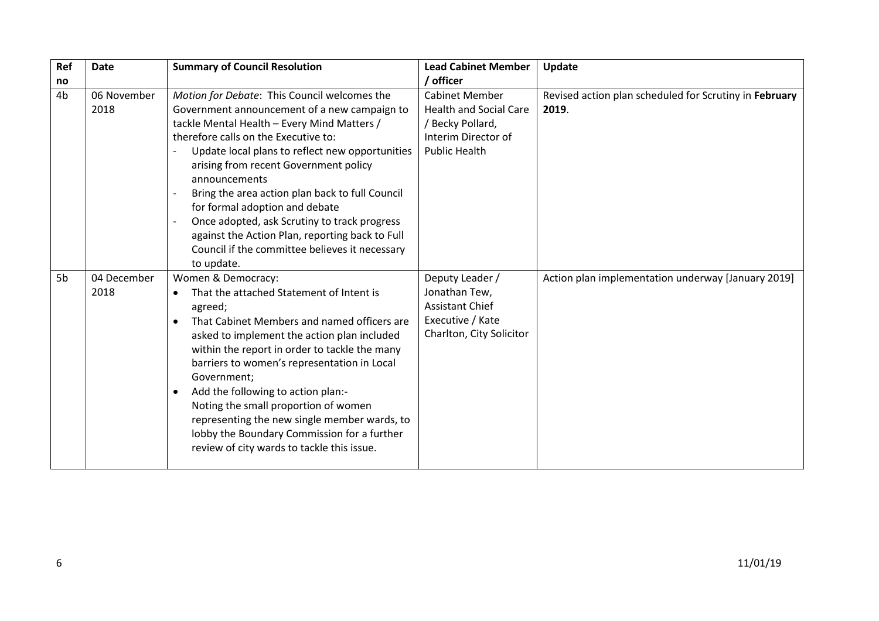| Ref no | Date | Summary of Council Resolution | Lead Cabinet Member / officer | Update |
|---|---|---|---|---|
| 4b | 06 November 2018 | *Motion for Debate*: This Council welcomes the Government announcement of a new campaign to tackle Mental Health – Every Mind Matters / therefore calls on the Executive to:<br>- Update local plans to reflect new opportunities arising from recent Government policy announcements<br>- Bring the area action plan back to full Council for formal adoption and debate<br>- Once adopted, ask Scrutiny to track progress against the Action Plan, reporting back to Full Council if the committee believes it necessary to update. | Cabinet Member Health and Social Care / Becky Pollard, Interim Director of Public Health | Revised action plan scheduled for Scrutiny in **February 2019**. |
| 5b | 04 December 2018 | Women & Democracy:<br>• That the attached Statement of Intent is agreed;<br>• That Cabinet Members and named officers are asked to implement the action plan included within the report in order to tackle the many barriers to women's representation in Local Government;<br>• Add the following to action plan:-<br>Noting the small proportion of women representing the new single member wards, to lobby the Boundary Commission for a further review of city wards to tackle this issue. | Deputy Leader / Jonathan Tew, Assistant Chief Executive / Kate Charlton, City Solicitor | Action plan implementation underway [January 2019] |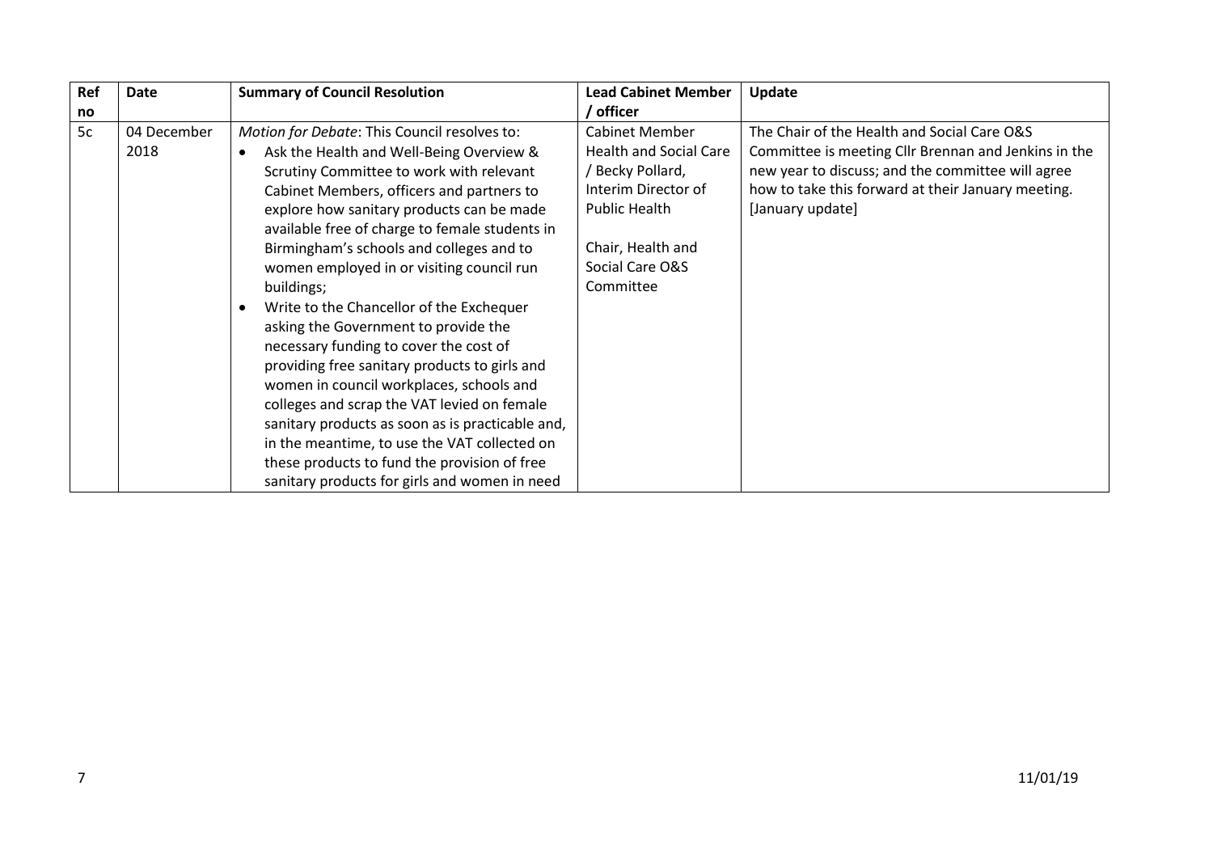| Ref no | Date | Summary of Council Resolution | Lead Cabinet Member / officer | Update |
| --- | --- | --- | --- | --- |
| 5c | 04 December 2018 | *Motion for Debate*: This Council resolves to:<br>• Ask the Health and Well-Being Overview & Scrutiny Committee to work with relevant Cabinet Members, officers and partners to explore how sanitary products can be made available free of charge to female students in Birmingham's schools and colleges and to women employed in or visiting council run buildings;<br>• Write to the Chancellor of the Exchequer asking the Government to provide the necessary funding to cover the cost of providing free sanitary products to girls and women in council workplaces, schools and colleges and scrap the VAT levied on female sanitary products as soon as is practicable and, in the meantime, to use the VAT collected on these products to fund the provision of free sanitary products for girls and women in need | Cabinet Member Health and Social Care / Becky Pollard, Interim Director of Public Health<br><br>Chair, Health and Social Care O&S Committee | The Chair of the Health and Social Care O&S Committee is meeting Cllr Brennan and Jenkins in the new year to discuss; and the committee will agree how to take this forward at their January meeting. [January update] |

11/01/19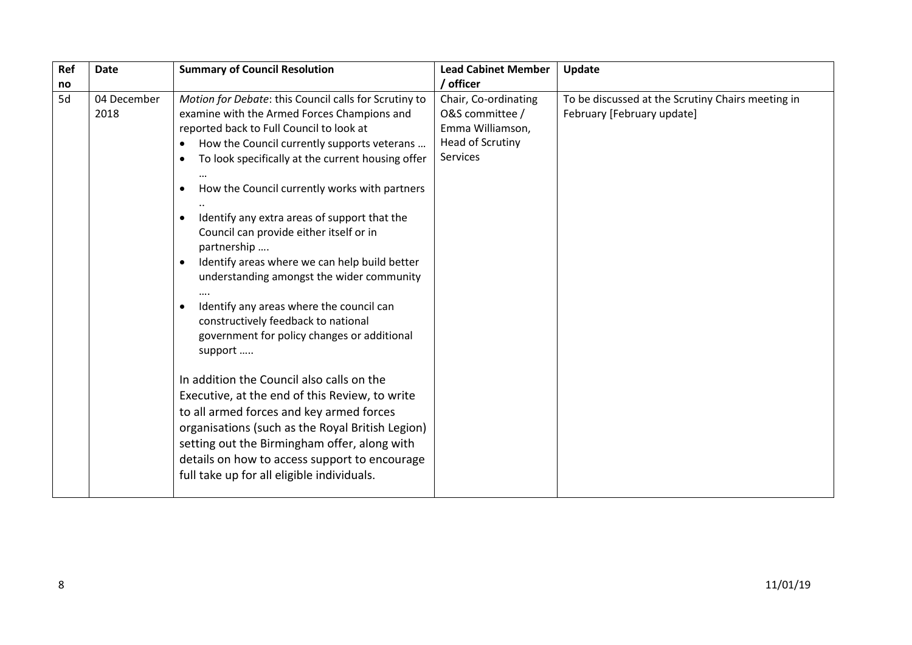| Ref no | Date | Summary of Council Resolution | Lead Cabinet Member / officer | Update |
|---|---|---|---|---|
| 5d | 04 December 2018 | *Motion for Debate*: this Council calls for Scrutiny to examine with the Armed Forces Champions and reported back to Full Council to look at<br>• How the Council currently supports veterans …<br>• To look specifically at the current housing offer …<br>• How the Council currently works with partners ..<br>• Identify any extra areas of support that the Council can provide either itself or in partnership ….<br>• Identify areas where we can help build better understanding amongst the wider community ….<br>• Identify any areas where the council can constructively feedback to national government for policy changes or additional support …..<br><br>In addition the Council also calls on the Executive, at the end of this Review, to write to all armed forces and key armed forces organisations (such as the Royal British Legion) setting out the Birmingham offer, along with details on how to access support to encourage full take up for all eligible individuals. | Chair, Co-ordinating O&S committee / Emma Williamson, Head of Scrutiny Services | To be discussed at the Scrutiny Chairs meeting in February [February update] |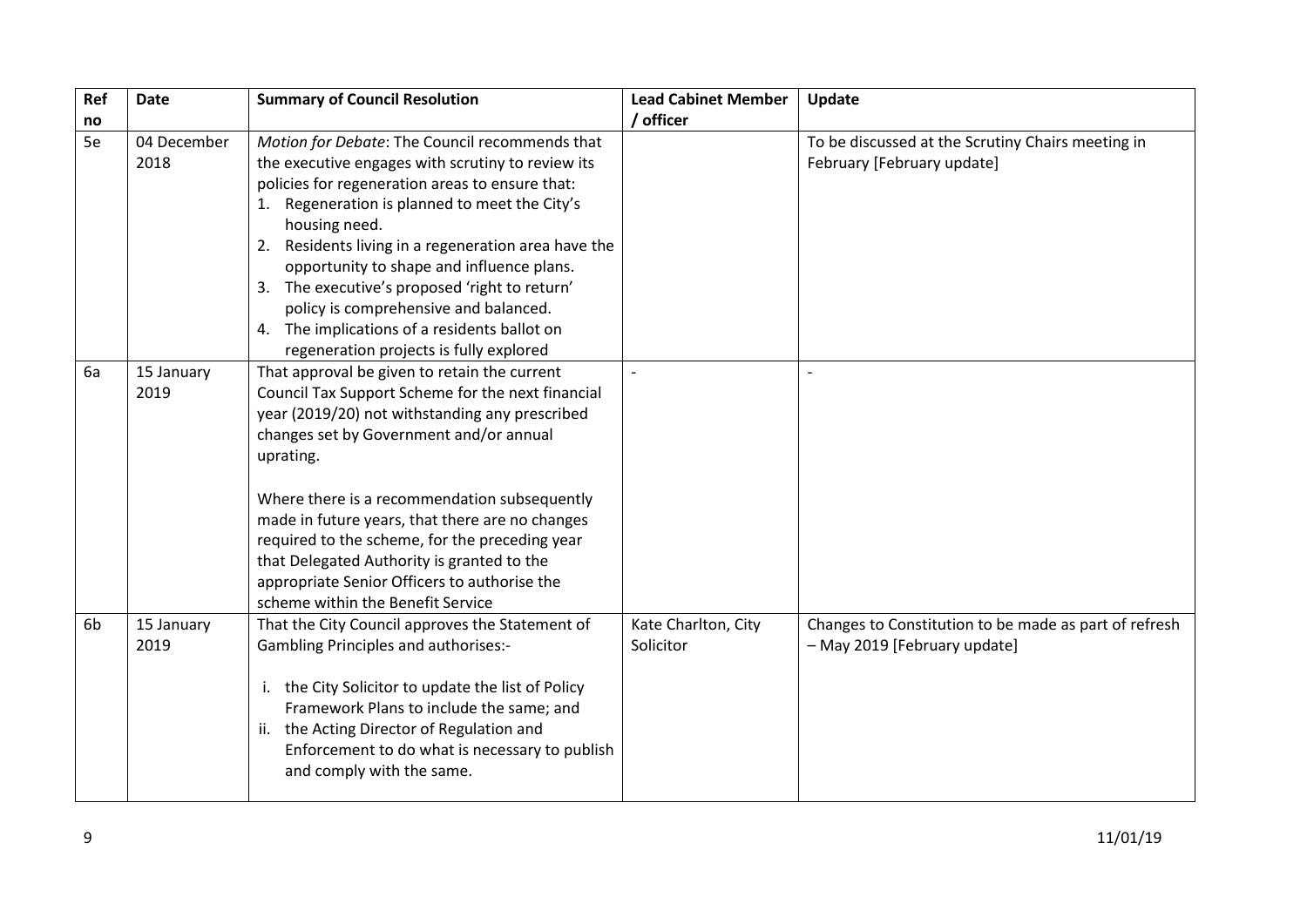| Ref no | Date | Summary of Council Resolution | Lead Cabinet Member / officer | Update |
|---|---|---|---|---|
| 5e | 04 December 2018 | *Motion for Debate*: The Council recommends that the executive engages with scrutiny to review its policies for regeneration areas to ensure that:<br>1. Regeneration is planned to meet the City's housing need.<br>2. Residents living in a regeneration area have the opportunity to shape and influence plans.<br>3. The executive's proposed 'right to return' policy is comprehensive and balanced.<br>4. The implications of a residents ballot on regeneration projects is fully explored | | To be discussed at the Scrutiny Chairs meeting in February [February update] |
| 6a | 15 January 2019 | That approval be given to retain the current Council Tax Support Scheme for the next financial year (2019/20) not withstanding any prescribed changes set by Government and/or annual uprating.<br><br>Where there is a recommendation subsequently made in future years, that there are no changes required to the scheme, for the preceding year that Delegated Authority is granted to the appropriate Senior Officers to authorise the scheme within the Benefit Service | - | - |
| 6b | 15 January 2019 | That the City Council approves the Statement of Gambling Principles and authorises:-<br><br>i. the City Solicitor to update the list of Policy Framework Plans to include the same; and<br>ii. the Acting Director of Regulation and Enforcement to do what is necessary to publish and comply with the same. | Kate Charlton, City Solicitor | Changes to Constitution to be made as part of refresh – May 2019 [February update] |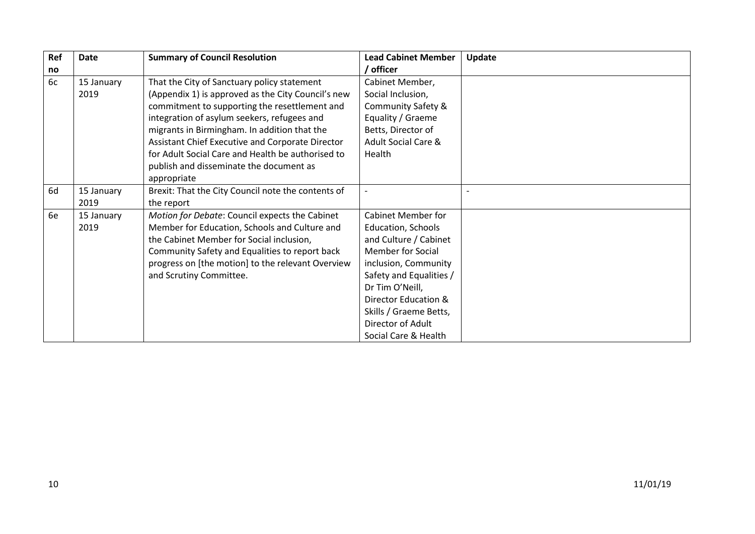| Ref no | Date | Summary of Council Resolution | Lead Cabinet Member / officer | Update |
|---|---|---|---|---|
| 6c | 15 January 2019 | That the City of Sanctuary policy statement (Appendix 1) is approved as the City Council's new commitment to supporting the resettlement and integration of asylum seekers, refugees and migrants in Birmingham. In addition that the Assistant Chief Executive and Corporate Director for Adult Social Care and Health be authorised to publish and disseminate the document as appropriate | Cabinet Member, Social Inclusion, Community Safety & Equality / Graeme Betts, Director of Adult Social Care & Health | |
| 6d | 15 January 2019 | Brexit: That the City Council note the contents of the report | - | - |
| 6e | 15 January 2019 | *Motion for Debate*: Council expects the Cabinet Member for Education, Schools and Culture and the Cabinet Member for Social inclusion, Community Safety and Equalities to report back progress on [the motion] to the relevant Overview and Scrutiny Committee. | Cabinet Member for Education, Schools and Culture / Cabinet Member for Social inclusion, Community Safety and Equalities / Dr Tim O'Neill, Director Education & Skills / Graeme Betts, Director of Adult Social Care & Health | |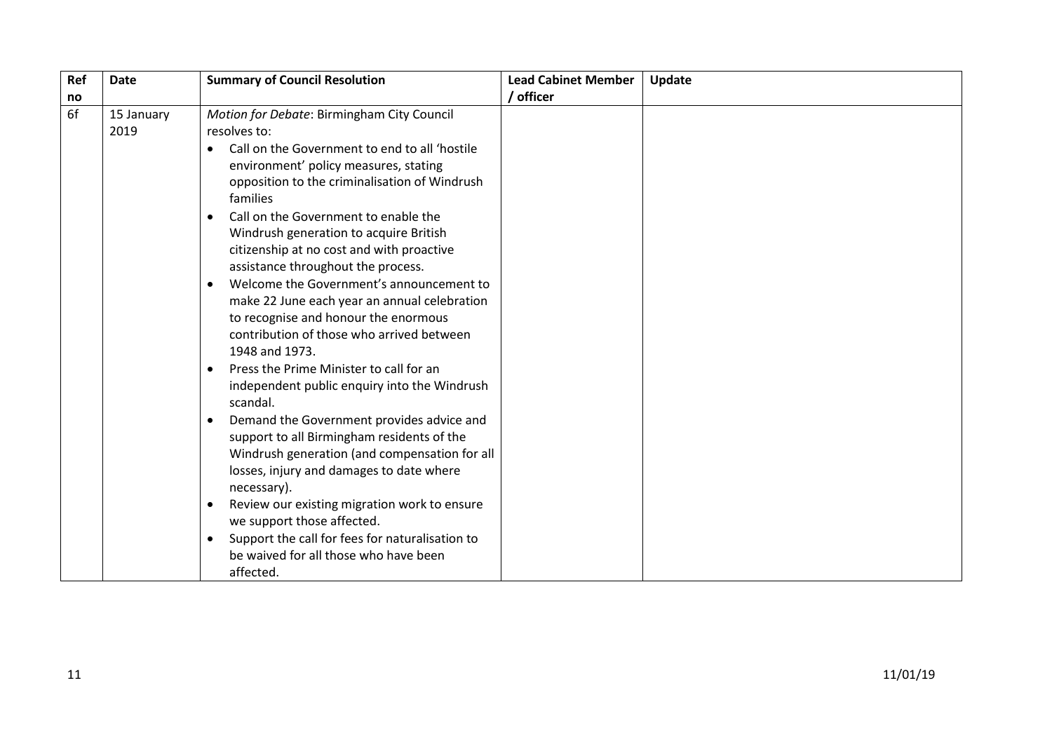| Ref no | Date | Summary of Council Resolution | Lead Cabinet Member / officer | Update |
|---|---|---|---|---|
| 6f | 15 January 2019 | *Motion for Debate*: Birmingham City Council resolves to:<br>• Call on the Government to end to all 'hostile environment' policy measures, stating opposition to the criminalisation of Windrush families<br>• Call on the Government to enable the Windrush generation to acquire British citizenship at no cost and with proactive assistance throughout the process.<br>• Welcome the Government's announcement to make 22 June each year an annual celebration to recognise and honour the enormous contribution of those who arrived between 1948 and 1973.<br>• Press the Prime Minister to call for an independent public enquiry into the Windrush scandal.<br>• Demand the Government provides advice and support to all Birmingham residents of the Windrush generation (and compensation for all losses, injury and damages to date where necessary).<br>• Review our existing migration work to ensure we support those affected.<br>• Support the call for fees for naturalisation to be waived for all those who have been affected. | | |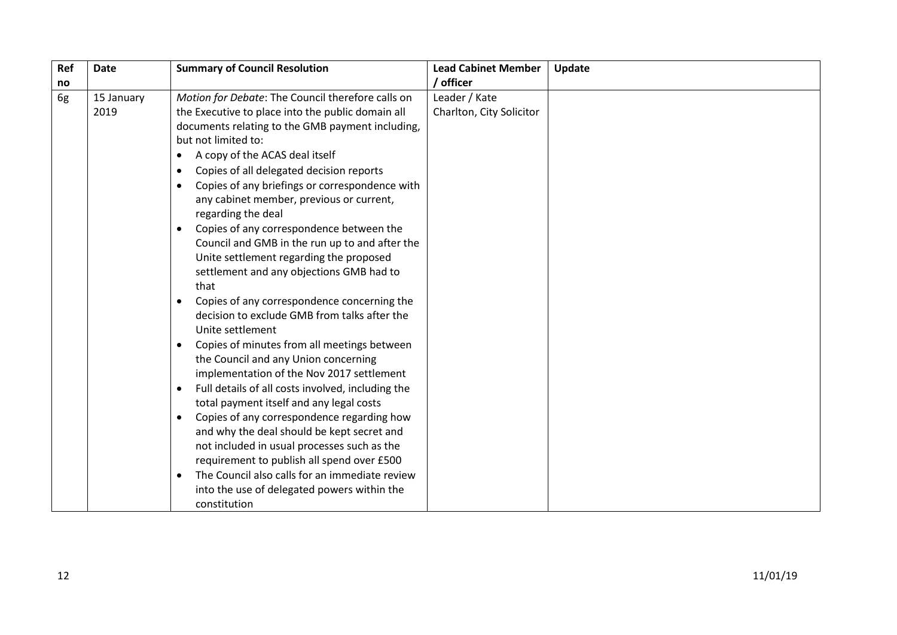| Ref no | Date | Summary of Council Resolution | Lead Cabinet Member / officer | Update |
|---|---|---|---|---|
| 6g | 15 January 2019 | *Motion for Debate*: The Council therefore calls on the Executive to place into the public domain all documents relating to the GMB payment including, but not limited to:<br>• A copy of the ACAS deal itself<br>• Copies of all delegated decision reports<br>• Copies of any briefings or correspondence with any cabinet member, previous or current, regarding the deal<br>• Copies of any correspondence between the Council and GMB in the run up to and after the Unite settlement regarding the proposed settlement and any objections GMB had to that<br>• Copies of any correspondence concerning the decision to exclude GMB from talks after the Unite settlement<br>• Copies of minutes from all meetings between the Council and any Union concerning implementation of the Nov 2017 settlement<br>• Full details of all costs involved, including the total payment itself and any legal costs<br>• Copies of any correspondence regarding how and why the deal should be kept secret and not included in usual processes such as the requirement to publish all spend over £500<br>• The Council also calls for an immediate review into the use of delegated powers within the constitution | Leader / Kate Charlton, City Solicitor | |

11/01/19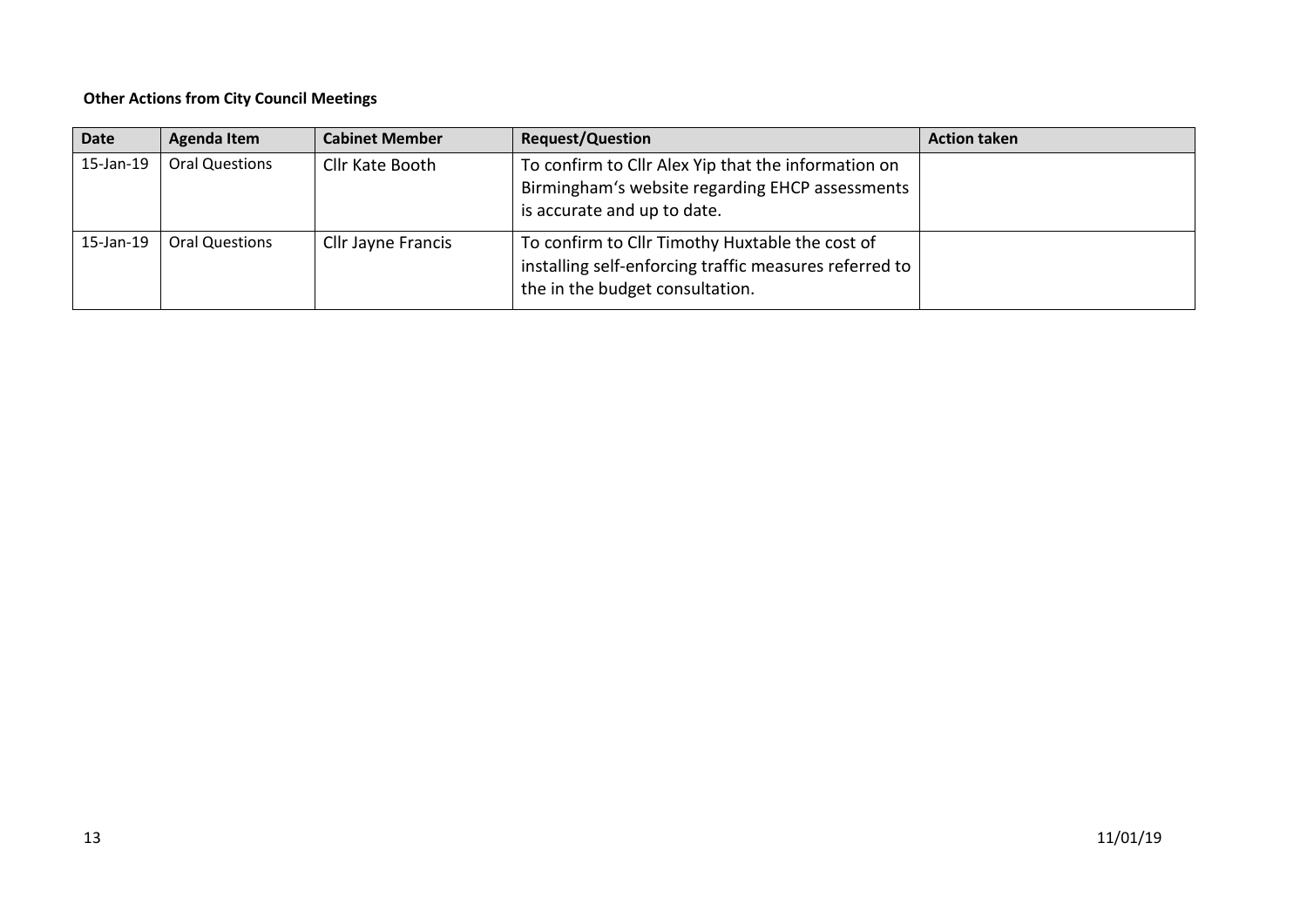**Other Actions from City Council Meetings**

| Date | Agenda Item | Cabinet Member | Request/Question | Action taken |
|---|---|---|---|---|
| 15-Jan-19 | Oral Questions | Cllr Kate Booth | To confirm to Cllr Alex Yip that the information on Birmingham's website regarding EHCP assessments is accurate and up to date. | |
| 15-Jan-19 | Oral Questions | Cllr Jayne Francis | To confirm to Cllr Timothy Huxtable the cost of installing self-enforcing traffic measures referred to the in the budget consultation. | |